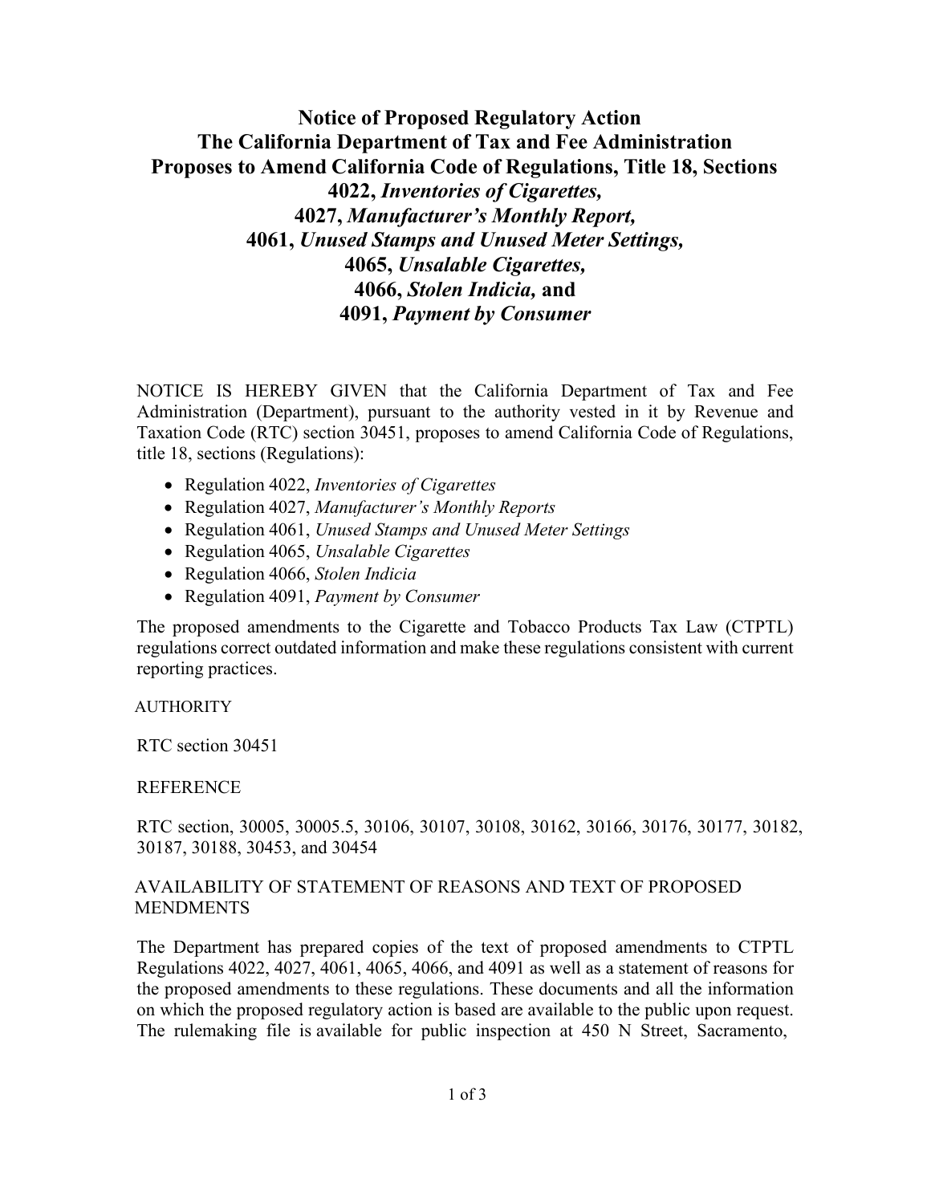# Notice of Proposed Regulatory Action
# The California Department of Tax and Fee Administration
# Proposes to Amend California Code of Regulations, Title 18, Sections
# 4022, *Inventories of Cigarettes,*
# 4027, *Manufacturer's Monthly Report,*
# 4061, *Unused Stamps and Unused Meter Settings,*
# 4065, *Unsalable Cigarettes,*
# 4066, *Stolen Indicia,* and
# 4091, *Payment by Consumer*

NOTICE IS HEREBY GIVEN that the California Department of Tax and Fee Administration (Department), pursuant to the authority vested in it by Revenue and Taxation Code (RTC) section 30451, proposes to amend California Code of Regulations, title 18, sections (Regulations):

- Regulation 4022, *Inventories of Cigarettes*
- Regulation 4027, *Manufacturer's Monthly Reports*
- Regulation 4061, *Unused Stamps and Unused Meter Settings*
- Regulation 4065, *Unsalable Cigarettes*
- Regulation 4066, *Stolen Indicia*
- Regulation 4091, *Payment by Consumer*

The proposed amendments to the Cigarette and Tobacco Products Tax Law (CTPTL) regulations correct outdated information and make these regulations consistent with current reporting practices.

AUTHORITY

RTC section 30451

REFERENCE

RTC section, 30005, 30005.5, 30106, 30107, 30108, 30162, 30166, 30176, 30177, 30182, 30187, 30188, 30453, and 30454

AVAILABILITY OF STATEMENT OF REASONS AND TEXT OF PROPOSED MENDMENTS

The Department has prepared copies of the text of proposed amendments to CTPTL Regulations 4022, 4027, 4061, 4065, 4066, and 4091 as well as a statement of reasons for the proposed amendments to these regulations. These documents and all the information on which the proposed regulatory action is based are available to the public upon request. The rulemaking file is available for public inspection at 450 N Street, Sacramento,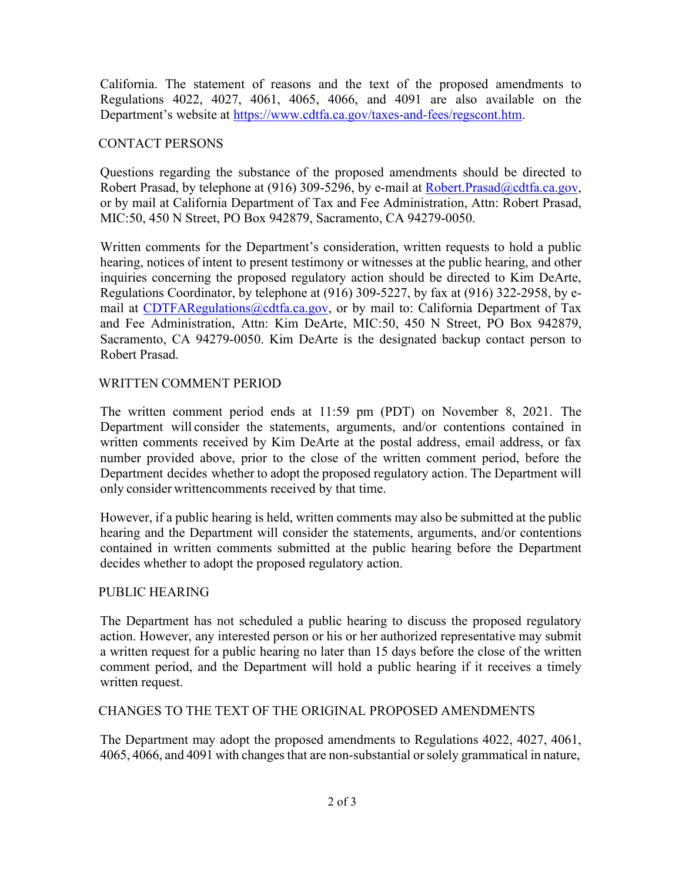California. The statement of reasons and the text of the proposed amendments to Regulations 4022, 4027, 4061, 4065, 4066, and 4091 are also available on the Department's website at https://www.cdtfa.ca.gov/taxes-and-fees/regscont.htm.

## CONTACT PERSONS

Questions regarding the substance of the proposed amendments should be directed to Robert Prasad, by telephone at (916) 309-5296, by e-mail at Robert.Prasad@cdtfa.ca.gov, or by mail at California Department of Tax and Fee Administration, Attn: Robert Prasad, MIC:50, 450 N Street, PO Box 942879, Sacramento, CA 94279-0050.

Written comments for the Department's consideration, written requests to hold a public hearing, notices of intent to present testimony or witnesses at the public hearing, and other inquiries concerning the proposed regulatory action should be directed to Kim DeArte, Regulations Coordinator, by telephone at (916) 309-5227, by fax at (916) 322-2958, by e-mail at CDTFARegulations@cdtfa.ca.gov, or by mail to: California Department of Tax and Fee Administration, Attn: Kim DeArte, MIC:50, 450 N Street, PO Box 942879, Sacramento, CA 94279-0050. Kim DeArte is the designated backup contact person to Robert Prasad.

## WRITTEN COMMENT PERIOD

The written comment period ends at 11:59 pm (PDT) on November 8, 2021. The Department will consider the statements, arguments, and/or contentions contained in written comments received by Kim DeArte at the postal address, email address, or fax number provided above, prior to the close of the written comment period, before the Department decides whether to adopt the proposed regulatory action. The Department will only consider writtencomments received by that time.

However, if a public hearing is held, written comments may also be submitted at the public hearing and the Department will consider the statements, arguments, and/or contentions contained in written comments submitted at the public hearing before the Department decides whether to adopt the proposed regulatory action.

## PUBLIC HEARING

The Department has not scheduled a public hearing to discuss the proposed regulatory action. However, any interested person or his or her authorized representative may submit a written request for a public hearing no later than 15 days before the close of the written comment period, and the Department will hold a public hearing if it receives a timely written request.

## CHANGES TO THE TEXT OF THE ORIGINAL PROPOSED AMENDMENTS

The Department may adopt the proposed amendments to Regulations 4022, 4027, 4061, 4065, 4066, and 4091 with changes that are non-substantial or solely grammatical in nature,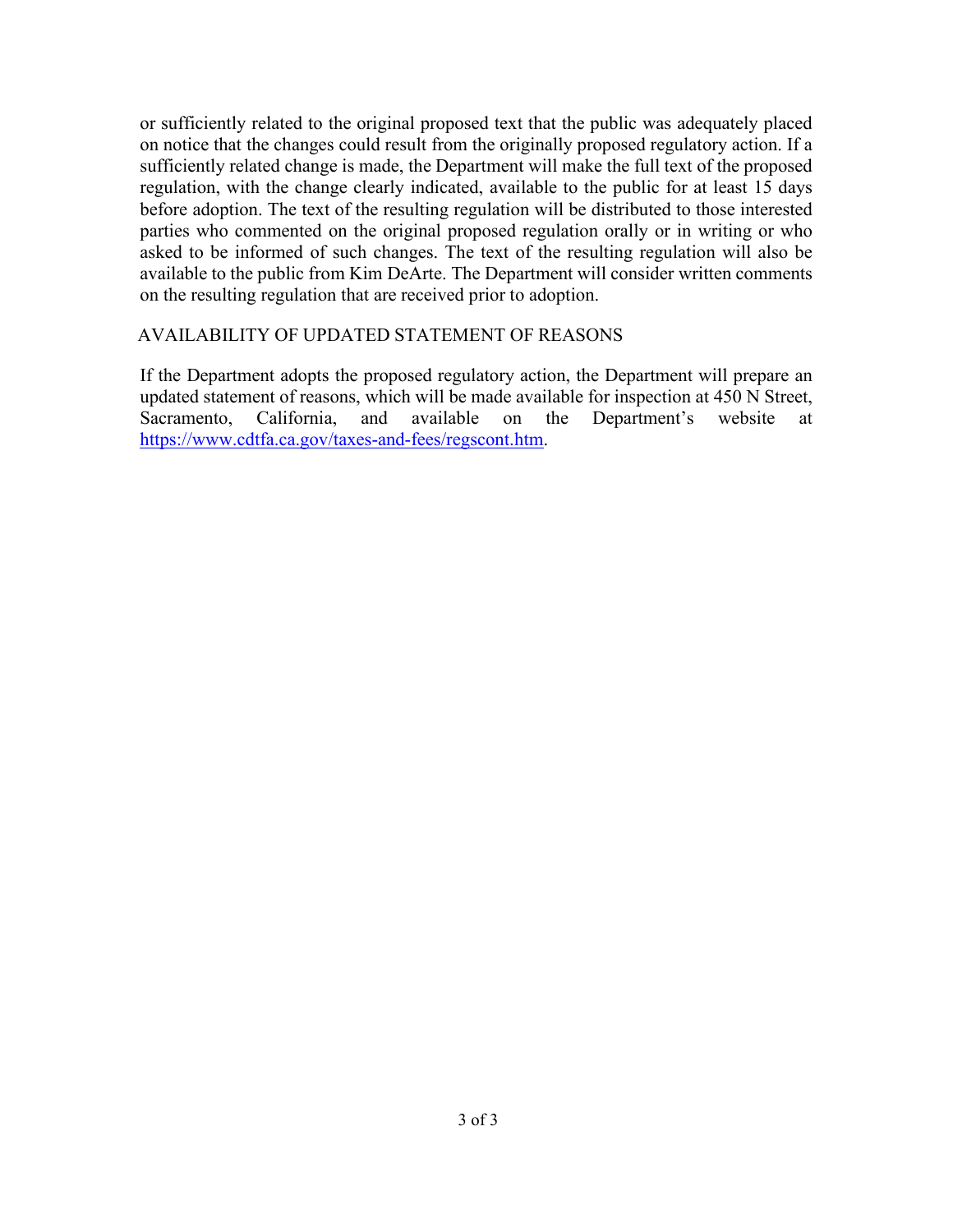or sufficiently related to the original proposed text that the public was adequately placed on notice that the changes could result from the originally proposed regulatory action. If a sufficiently related change is made, the Department will make the full text of the proposed regulation, with the change clearly indicated, available to the public for at least 15 days before adoption. The text of the resulting regulation will be distributed to those interested parties who commented on the original proposed regulation orally or in writing or who asked to be informed of such changes. The text of the resulting regulation will also be available to the public from Kim DeArte. The Department will consider written comments on the resulting regulation that are received prior to adoption.

## AVAILABILITY OF UPDATED STATEMENT OF REASONS

If the Department adopts the proposed regulatory action, the Department will prepare an updated statement of reasons, which will be made available for inspection at 450 N Street, Sacramento, California, and available on the Department's website at [https://www.cdtfa.ca.gov/taxes-and-fees/regscont.htm](https://www.cdtfa.ca.gov/taxes-and-fees/regscont.htm).